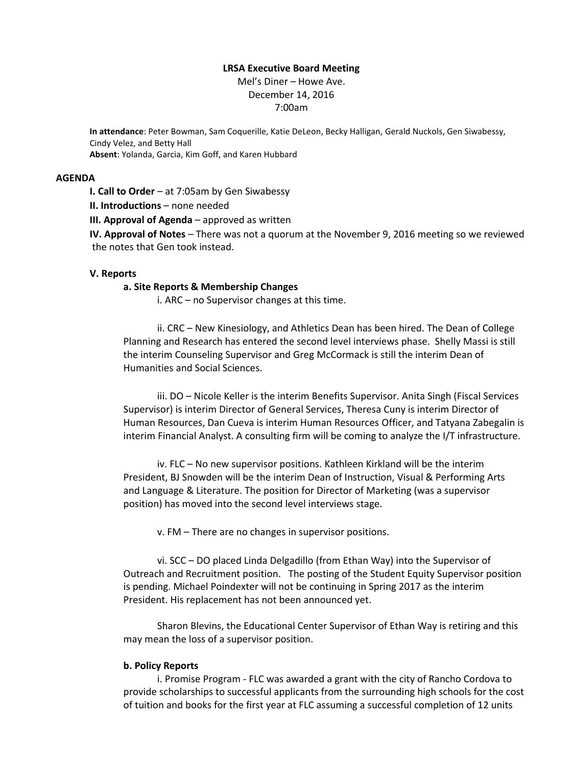**LRSA Executive Board Meeting**

Mel's Diner – Howe Ave.

December 14, 2016

7:00am

**In attendance**: Peter Bowman, Sam Coquerille, Katie DeLeon, Becky Halligan, Gerald Nuckols, Gen Siwabessy, Cindy Velez, and Betty Hall

**Absent**: Yolanda, Garcia, Kim Goff, and Karen Hubbard

**AGENDA**

**I. Call to Order** – at 7:05am by Gen Siwabessy

**II. Introductions** – none needed

**III. Approval of Agenda** – approved as written

**IV. Approval of Notes** – There was not a quorum at the November 9, 2016 meeting so we reviewed the notes that Gen took instead.

**V. Reports**

**a. Site Reports & Membership Changes**

i. ARC – no Supervisor changes at this time.

ii. CRC – New Kinesiology, and Athletics Dean has been hired. The Dean of College Planning and Research has entered the second level interviews phase. Shelly Massi is still the interim Counseling Supervisor and Greg McCormack is still the interim Dean of Humanities and Social Sciences.

iii. DO – Nicole Keller is the interim Benefits Supervisor. Anita Singh (Fiscal Services Supervisor) is interim Director of General Services, Theresa Cuny is interim Director of Human Resources, Dan Cueva is interim Human Resources Officer, and Tatyana Zabegalin is interim Financial Analyst. A consulting firm will be coming to analyze the I/T infrastructure.

iv. FLC – No new supervisor positions. Kathleen Kirkland will be the interim President, BJ Snowden will be the interim Dean of Instruction, Visual & Performing Arts and Language & Literature. The position for Director of Marketing (was a supervisor position) has moved into the second level interviews stage.

v. FM – There are no changes in supervisor positions.

vi. SCC – DO placed Linda Delgadillo (from Ethan Way) into the Supervisor of Outreach and Recruitment position. The posting of the Student Equity Supervisor position is pending. Michael Poindexter will not be continuing in Spring 2017 as the interim President. His replacement has not been announced yet.

Sharon Blevins, the Educational Center Supervisor of Ethan Way is retiring and this may mean the loss of a supervisor position.

**b. Policy Reports**

i. Promise Program - FLC was awarded a grant with the city of Rancho Cordova to provide scholarships to successful applicants from the surrounding high schools for the cost of tuition and books for the first year at FLC assuming a successful completion of 12 units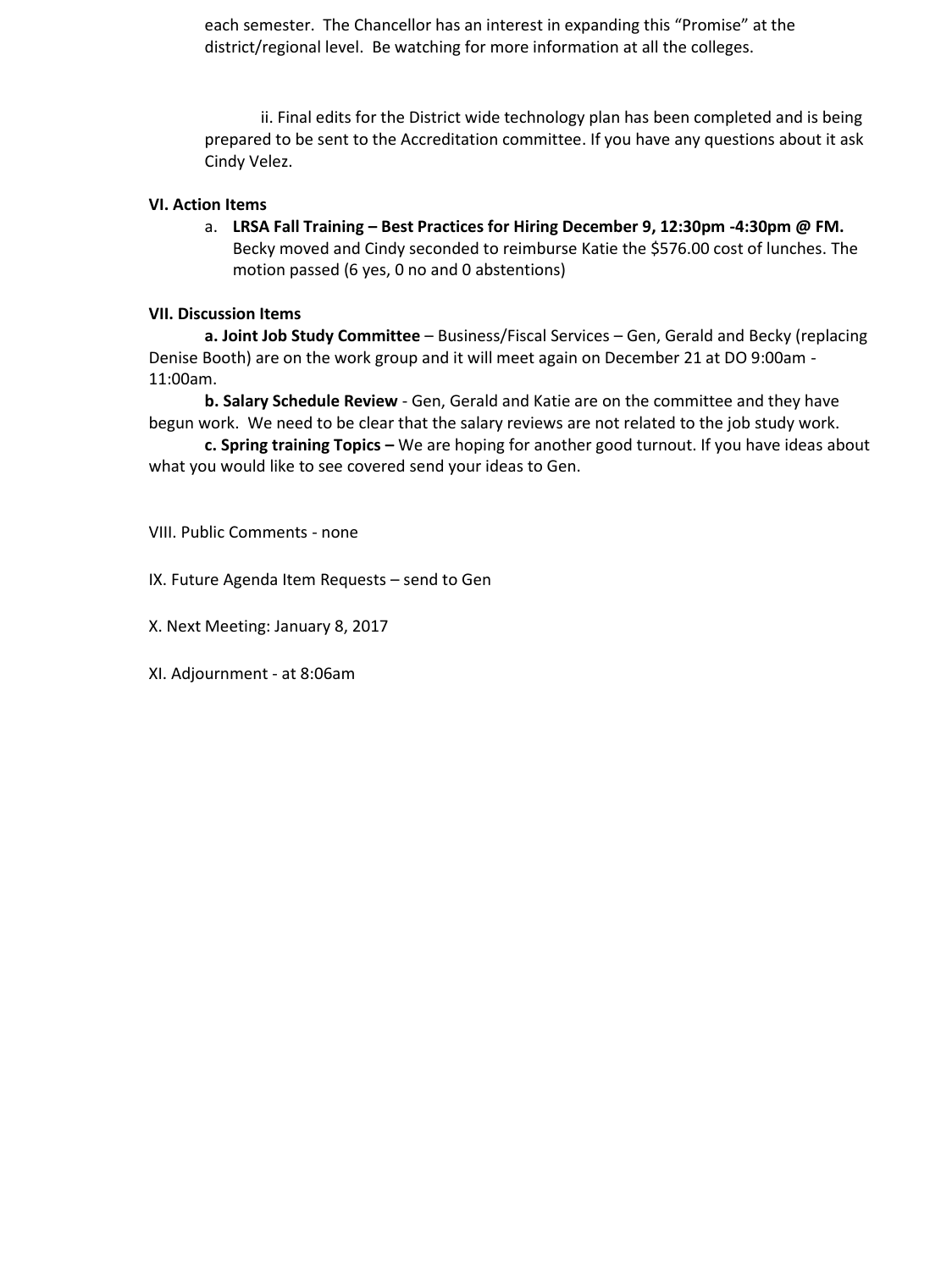each semester. The Chancellor has an interest in expanding this "Promise" at the district/regional level. Be watching for more information at all the colleges.

ii. Final edits for the District wide technology plan has been completed and is being prepared to be sent to the Accreditation committee. If you have any questions about it ask Cindy Velez.

**VI. Action Items**

a. **LRSA Fall Training – Best Practices for Hiring December 9, 12:30pm -4:30pm @ FM.** Becky moved and Cindy seconded to reimburse Katie the $576.00 cost of lunches. The motion passed (6 yes, 0 no and 0 abstentions)

**VII. Discussion Items**

**a. Joint Job Study Committee** – Business/Fiscal Services – Gen, Gerald and Becky (replacing Denise Booth) are on the work group and it will meet again on December 21 at DO 9:00am - 11:00am.

**b. Salary Schedule Review** - Gen, Gerald and Katie are on the committee and they have begun work. We need to be clear that the salary reviews are not related to the job study work.

**c. Spring training Topics –** We are hoping for another good turnout. If you have ideas about what you would like to see covered send your ideas to Gen.

VIII. Public Comments - none

IX. Future Agenda Item Requests – send to Gen

X. Next Meeting: January 8, 2017

XI. Adjournment - at 8:06am